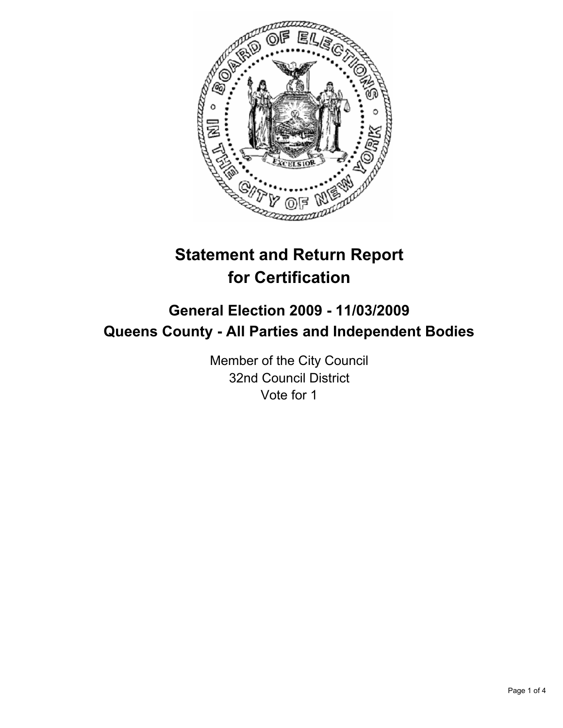# Statement and Return Report for Certification

## General Election 2009 - 11/03/2009
## Queens County - All Parties and Independent Bodies

Member of the City Council
32nd Council District
Vote for 1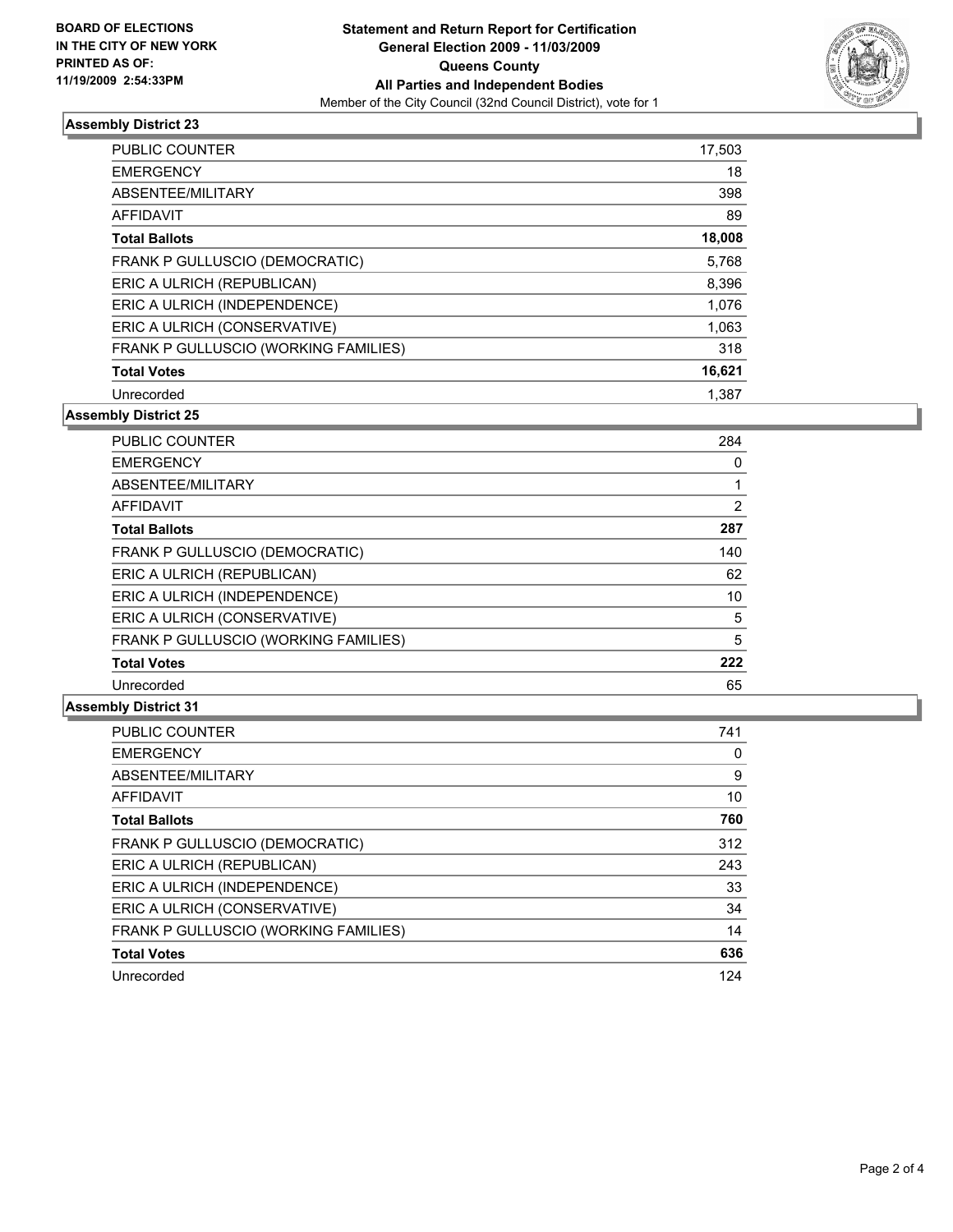**BOARD OF ELECTIONS IN THE CITY OF NEW YORK PRINTED AS OF: 11/19/2009 2:54:33PM**

**Statement and Return Report for Certification General Election 2009 - 11/03/2009 Queens County All Parties and Independent Bodies**

Member of the City Council (32nd Council District), vote for 1

## Assembly District 23

| | |
|---|---|
| PUBLIC COUNTER | 17,503 |
| EMERGENCY | 18 |
| ABSENTEE/MILITARY | 398 |
| AFFIDAVIT | 89 |
| **Total Ballots** | **18,008** |
| FRANK P GULLUSCIO (DEMOCRATIC) | 5,768 |
| ERIC A ULRICH (REPUBLICAN) | 8,396 |
| ERIC A ULRICH (INDEPENDENCE) | 1,076 |
| ERIC A ULRICH (CONSERVATIVE) | 1,063 |
| FRANK P GULLUSCIO (WORKING FAMILIES) | 318 |
| **Total Votes** | **16,621** |
| Unrecorded | 1,387 |

## Assembly District 25

| | |
|---|---|
| PUBLIC COUNTER | 284 |
| EMERGENCY | 0 |
| ABSENTEE/MILITARY | 1 |
| AFFIDAVIT | 2 |
| **Total Ballots** | **287** |
| FRANK P GULLUSCIO (DEMOCRATIC) | 140 |
| ERIC A ULRICH (REPUBLICAN) | 62 |
| ERIC A ULRICH (INDEPENDENCE) | 10 |
| ERIC A ULRICH (CONSERVATIVE) | 5 |
| FRANK P GULLUSCIO (WORKING FAMILIES) | 5 |
| **Total Votes** | **222** |
| Unrecorded | 65 |

## Assembly District 31

| | |
|---|---|
| PUBLIC COUNTER | 741 |
| EMERGENCY | 0 |
| ABSENTEE/MILITARY | 9 |
| AFFIDAVIT | 10 |
| **Total Ballots** | **760** |
| FRANK P GULLUSCIO (DEMOCRATIC) | 312 |
| ERIC A ULRICH (REPUBLICAN) | 243 |
| ERIC A ULRICH (INDEPENDENCE) | 33 |
| ERIC A ULRICH (CONSERVATIVE) | 34 |
| FRANK P GULLUSCIO (WORKING FAMILIES) | 14 |
| **Total Votes** | **636** |
| Unrecorded | 124 |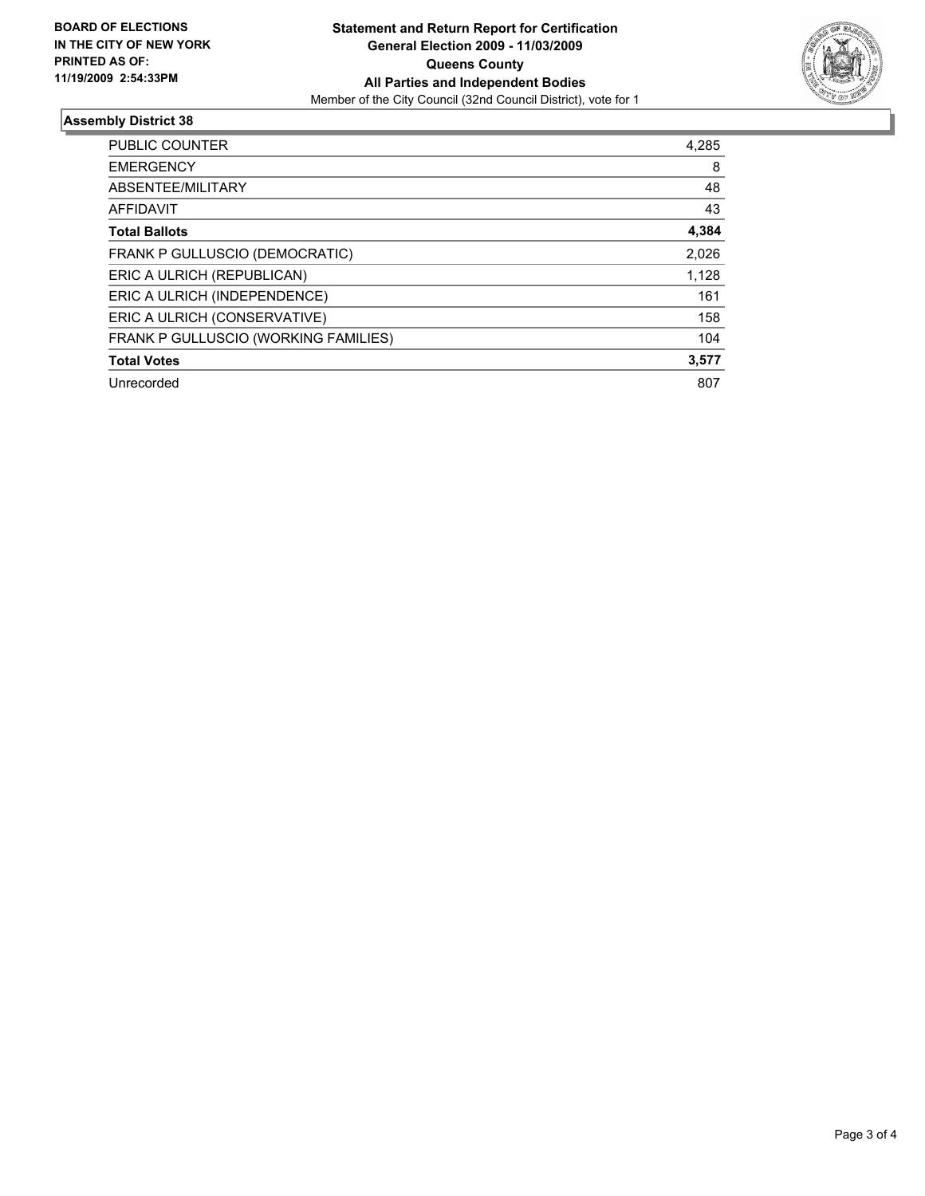**BOARD OF ELECTIONS IN THE CITY OF NEW YORK**
**PRINTED AS OF: 11/19/2009 2:54:33PM**

**Statement and Return Report for Certification**
**General Election 2009 - 11/03/2009**
**Queens County**
**All Parties and Independent Bodies**
Member of the City Council (32nd Council District), vote for 1

## Assembly District 38

| | |
|---|---|
| PUBLIC COUNTER | 4,285 |
| EMERGENCY | 8 |
| ABSENTEE/MILITARY | 48 |
| AFFIDAVIT | 43 |
| **Total Ballots** | **4,384** |
| FRANK P GULLUSCIO (DEMOCRATIC) | 2,026 |
| ERIC A ULRICH (REPUBLICAN) | 1,128 |
| ERIC A ULRICH (INDEPENDENCE) | 161 |
| ERIC A ULRICH (CONSERVATIVE) | 158 |
| FRANK P GULLUSCIO (WORKING FAMILIES) | 104 |
| **Total Votes** | **3,577** |
| Unrecorded | 807 |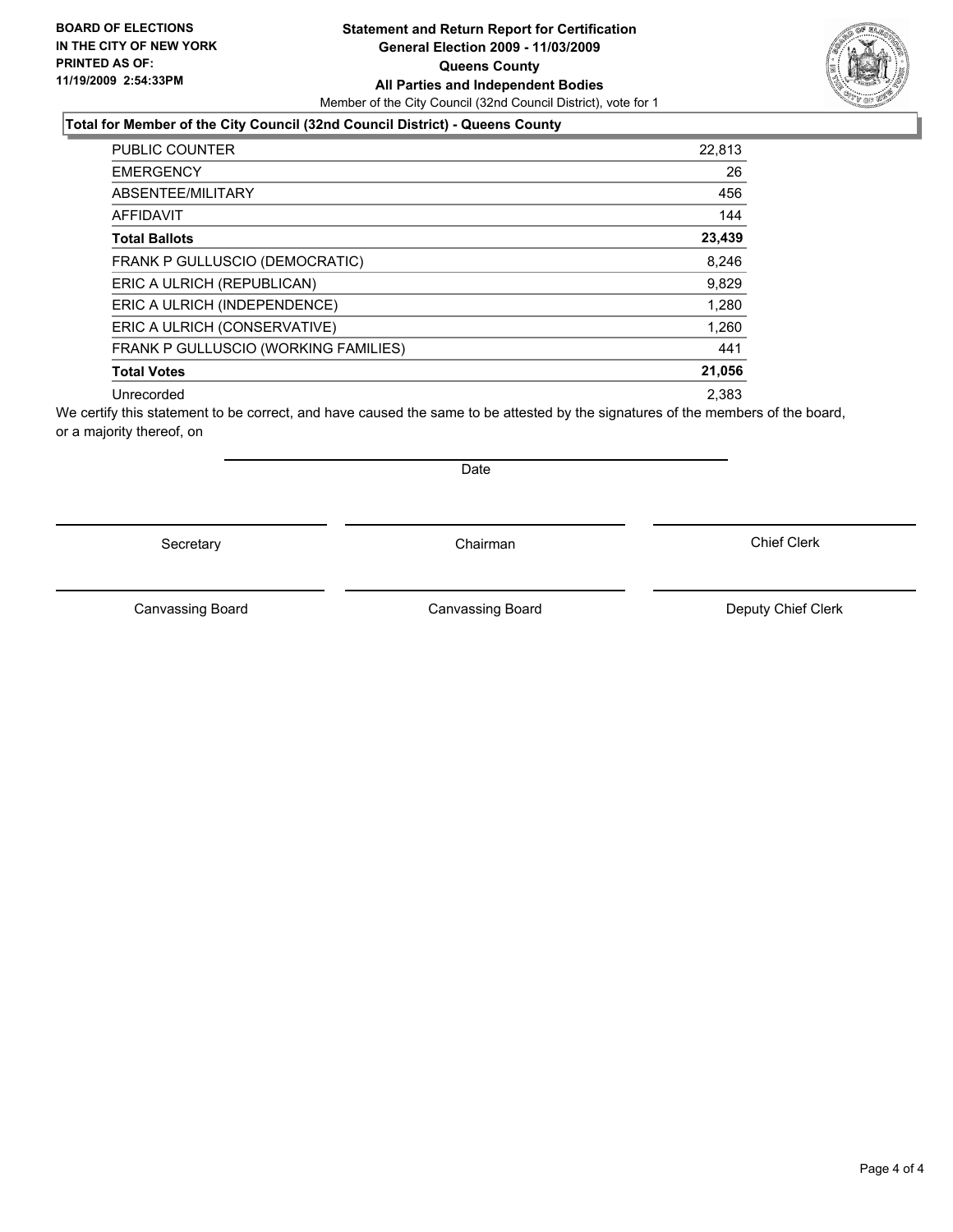**BOARD OF ELECTIONS IN THE CITY OF NEW YORK PRINTED AS OF: 11/19/2009 2:54:33PM**

**Statement and Return Report for Certification**
**General Election 2009 - 11/03/2009**
**Queens County**
**All Parties and Independent Bodies**
Member of the City Council (32nd Council District), vote for 1

**Total for Member of the City Council (32nd Council District) - Queens County**

| | |
|---|---|
| PUBLIC COUNTER | 22,813 |
| EMERGENCY | 26 |
| ABSENTEE/MILITARY | 456 |
| AFFIDAVIT | 144 |
| **Total Ballots** | **23,439** |
| FRANK P GULLUSCIO (DEMOCRATIC) | 8,246 |
| ERIC A ULRICH (REPUBLICAN) | 9,829 |
| ERIC A ULRICH (INDEPENDENCE) | 1,280 |
| ERIC A ULRICH (CONSERVATIVE) | 1,260 |
| FRANK P GULLUSCIO (WORKING FAMILIES) | 441 |
| **Total Votes** | **21,056** |
| Unrecorded | 2,383 |

We certify this statement to be correct, and have caused the same to be attested by the signatures of the members of the board, or a majority thereof, on

Date

Secretary | Chairman | Chief Clerk

Canvassing Board | Canvassing Board | Deputy Chief Clerk